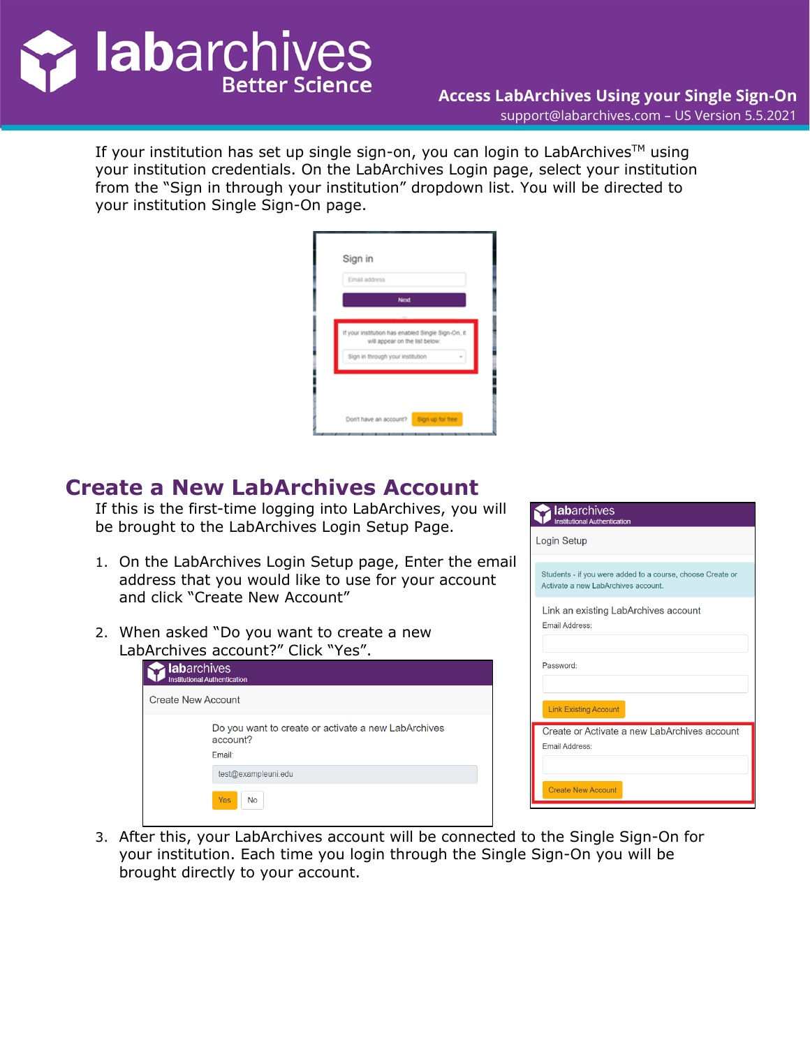# Access LabArchives Using your Single Sign-On

support@labarchives.com – US Version 5.5.2021

If your institution has set up single sign-on, you can login to LabArchives™ using your institution credentials. On the LabArchives Login page, select your institution from the "Sign in through your institution" dropdown list. You will be directed to your institution Single Sign-On page.

## Create a New LabArchives Account

If this is the first-time logging into LabArchives, you will be brought to the LabArchives Login Setup Page.

1. On the LabArchives Login Setup page, Enter the email address that you would like to use for your account and click "Create New Account"
2. When asked "Do you want to create a new LabArchives account?" Click "Yes".
3. After this, your LabArchives account will be connected to the Single Sign-On for your institution. Each time you login through the Single Sign-On you will be brought directly to your account.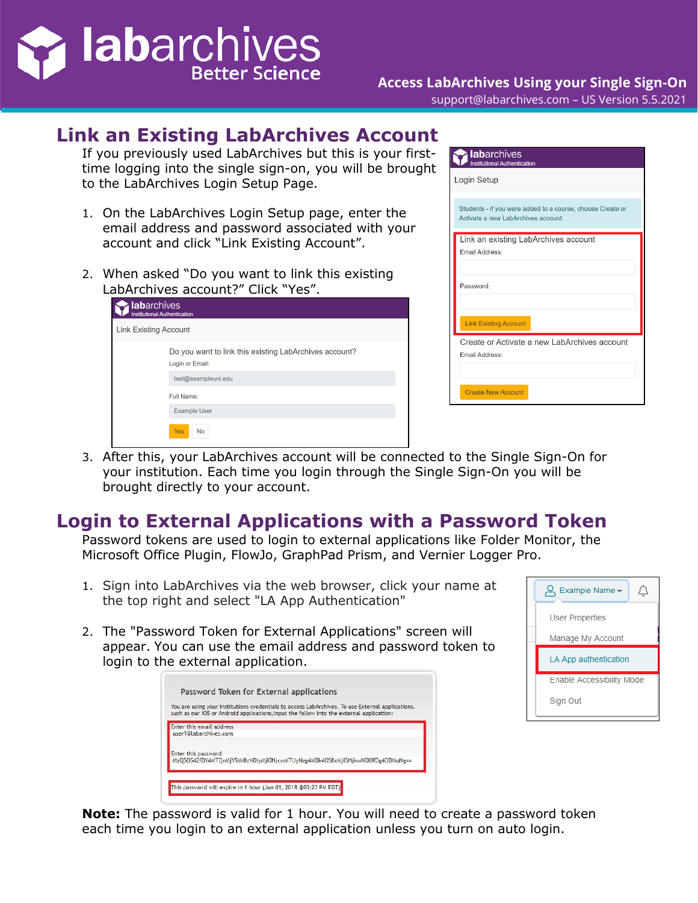## Link an Existing LabArchives Account

If you previously used LabArchives but this is your first-time logging into the single sign-on, you will be brought to the LabArchives Login Setup Page.

1. On the LabArchives Login Setup page, enter the email address and password associated with your account and click "Link Existing Account".

2. When asked "Do you want to link this existing LabArchives account?" Click "Yes".

3. After this, your LabArchives account will be connected to the Single Sign-On for your institution. Each time you login through the Single Sign-On you will be brought directly to your account.

## Login to External Applications with a Password Token

Password tokens are used to login to external applications like Folder Monitor, the Microsoft Office Plugin, FlowJo, GraphPad Prism, and Vernier Logger Pro.

1. Sign into LabArchives via the web browser, click your name at the top right and select "LA App Authentication"

2. The "Password Token for External Applications" screen will appear. You can use the email address and password token to login to the external application.

**Note:** The password is valid for 1 hour. You will need to create a password token each time you login to an external application unless you turn on auto login.